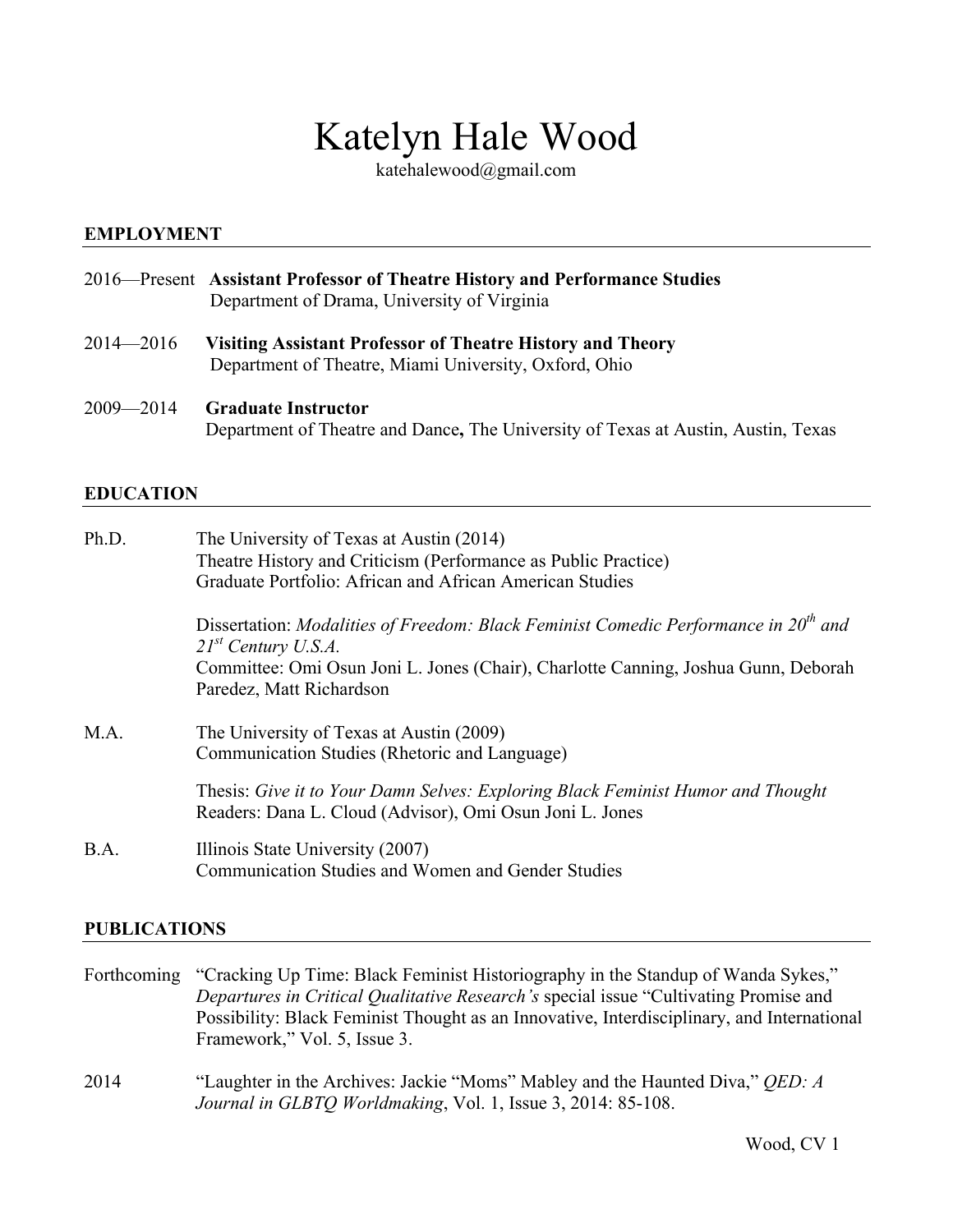# Katelyn Hale Wood

katehalewood@gmail.com

## EMPLOYMENT

2016—Present **Assistant Professor of Theatre History and Performance Studies**
Department of Drama, University of Virginia

2014—2016 **Visiting Assistant Professor of Theatre History and Theory**
Department of Theatre, Miami University, Oxford, Ohio

2009—2014 **Graduate Instructor**
Department of Theatre and Dance**,** The University of Texas at Austin, Austin, Texas

## EDUCATION

Ph.D. The University of Texas at Austin (2014)
Theatre History and Criticism (Performance as Public Practice)
Graduate Portfolio: African and African American Studies

Dissertation: *Modalities of Freedom: Black Feminist Comedic Performance in 20th and 21st Century U.S.A.*
Committee: Omi Osun Joni L. Jones (Chair), Charlotte Canning, Joshua Gunn, Deborah Paredez, Matt Richardson

M.A. The University of Texas at Austin (2009)
Communication Studies (Rhetoric and Language)

Thesis: *Give it to Your Damn Selves: Exploring Black Feminist Humor and Thought*
Readers: Dana L. Cloud (Advisor), Omi Osun Joni L. Jones

B.A. Illinois State University (2007)
Communication Studies and Women and Gender Studies

## PUBLICATIONS

Forthcoming "Cracking Up Time: Black Feminist Historiography in the Standup of Wanda Sykes," *Departures in Critical Qualitative Research's* special issue "Cultivating Promise and Possibility: Black Feminist Thought as an Innovative, Interdisciplinary, and International Framework," Vol. 5, Issue 3.

2014 "Laughter in the Archives: Jackie "Moms" Mabley and the Haunted Diva," *QED: A Journal in GLBTQ Worldmaking*, Vol. 1, Issue 3, 2014: 85-108.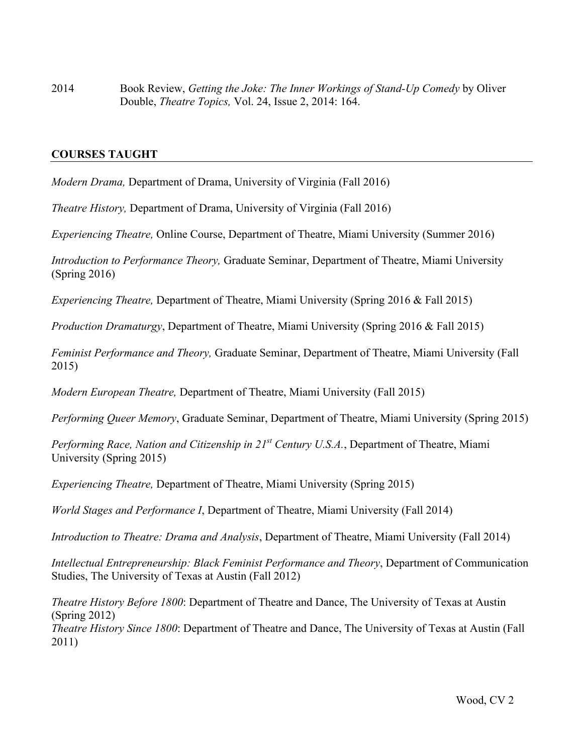2014 Book Review, *Getting the Joke: The Inner Workings of Stand-Up Comedy* by Oliver Double, *Theatre Topics,* Vol. 24, Issue 2, 2014: 164.

## COURSES TAUGHT

*Modern Drama,* Department of Drama, University of Virginia (Fall 2016)

*Theatre History,* Department of Drama, University of Virginia (Fall 2016)

*Experiencing Theatre,* Online Course, Department of Theatre, Miami University (Summer 2016)

*Introduction to Performance Theory,* Graduate Seminar, Department of Theatre, Miami University (Spring 2016)

*Experiencing Theatre,* Department of Theatre, Miami University (Spring 2016 & Fall 2015)

*Production Dramaturgy*, Department of Theatre, Miami University (Spring 2016 & Fall 2015)

*Feminist Performance and Theory,* Graduate Seminar, Department of Theatre, Miami University (Fall 2015)

*Modern European Theatre,* Department of Theatre, Miami University (Fall 2015)

*Performing Queer Memory*, Graduate Seminar, Department of Theatre, Miami University (Spring 2015)

*Performing Race, Nation and Citizenship in 21st Century U.S.A.*, Department of Theatre, Miami University (Spring 2015)

*Experiencing Theatre,* Department of Theatre, Miami University (Spring 2015)

*World Stages and Performance I*, Department of Theatre, Miami University (Fall 2014)

*Introduction to Theatre: Drama and Analysis*, Department of Theatre, Miami University (Fall 2014)

*Intellectual Entrepreneurship: Black Feminist Performance and Theory*, Department of Communication Studies, The University of Texas at Austin (Fall 2012)

*Theatre History Before 1800*: Department of Theatre and Dance, The University of Texas at Austin (Spring 2012)

*Theatre History Since 1800*: Department of Theatre and Dance, The University of Texas at Austin (Fall 2011)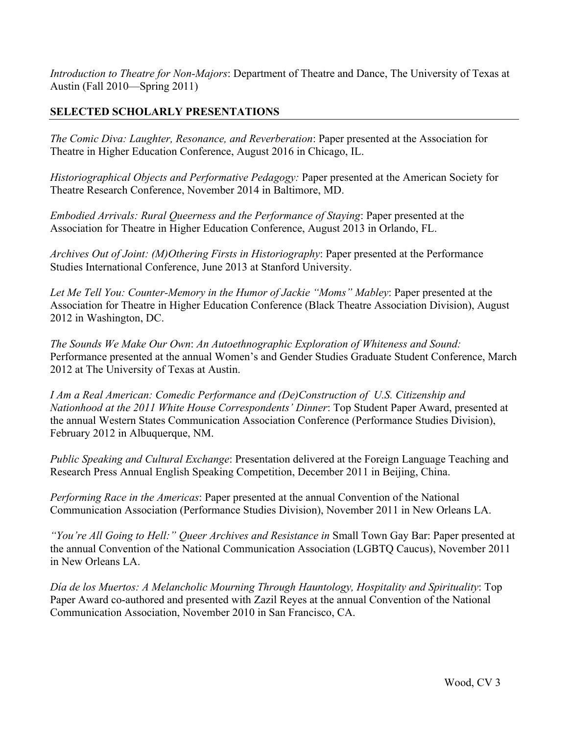*Introduction to Theatre for Non-Majors*: Department of Theatre and Dance, The University of Texas at Austin (Fall 2010—Spring 2011)

## SELECTED SCHOLARLY PRESENTATIONS

*The Comic Diva: Laughter, Resonance, and Reverberation*: Paper presented at the Association for Theatre in Higher Education Conference, August 2016 in Chicago, IL.

*Historiographical Objects and Performative Pedagogy:* Paper presented at the American Society for Theatre Research Conference, November 2014 in Baltimore, MD.

*Embodied Arrivals: Rural Queerness and the Performance of Staying*: Paper presented at the Association for Theatre in Higher Education Conference, August 2013 in Orlando, FL.

*Archives Out of Joint: (M)Othering Firsts in Historiography*: Paper presented at the Performance Studies International Conference, June 2013 at Stanford University.

*Let Me Tell You: Counter-Memory in the Humor of Jackie "Moms" Mabley*: Paper presented at the Association for Theatre in Higher Education Conference (Black Theatre Association Division), August 2012 in Washington, DC.

*The Sounds We Make Our Own*: *An Autoethnographic Exploration of Whiteness and Sound:* Performance presented at the annual Women's and Gender Studies Graduate Student Conference, March 2012 at The University of Texas at Austin.

*I Am a Real American: Comedic Performance and (De)Construction of U.S. Citizenship and Nationhood at the 2011 White House Correspondents' Dinner*: Top Student Paper Award, presented at the annual Western States Communication Association Conference (Performance Studies Division), February 2012 in Albuquerque, NM.

*Public Speaking and Cultural Exchange*: Presentation delivered at the Foreign Language Teaching and Research Press Annual English Speaking Competition, December 2011 in Beijing, China.

*Performing Race in the Americas*: Paper presented at the annual Convention of the National Communication Association (Performance Studies Division), November 2011 in New Orleans LA.

*"You're All Going to Hell:" Queer Archives and Resistance in* Small Town Gay Bar: Paper presented at the annual Convention of the National Communication Association (LGBTQ Caucus), November 2011 in New Orleans LA.

*Día de los Muertos: A Melancholic Mourning Through Hauntology, Hospitality and Spirituality*: Top Paper Award co-authored and presented with Zazil Reyes at the annual Convention of the National Communication Association, November 2010 in San Francisco, CA.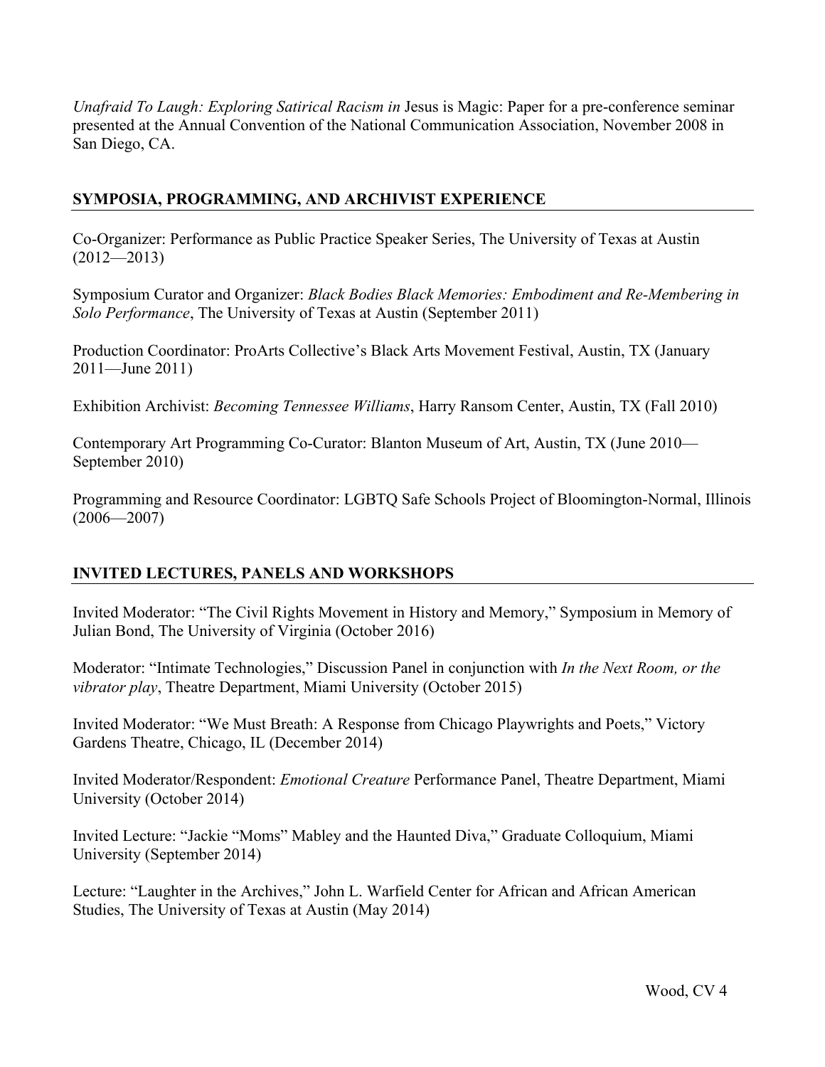*Unafraid To Laugh: Exploring Satirical Racism in* Jesus is Magic: Paper for a pre-conference seminar presented at the Annual Convention of the National Communication Association, November 2008 in San Diego, CA.

## SYMPOSIA, PROGRAMMING, AND ARCHIVIST EXPERIENCE

Co-Organizer: Performance as Public Practice Speaker Series, The University of Texas at Austin (2012—2013)

Symposium Curator and Organizer: *Black Bodies Black Memories: Embodiment and Re-Membering in Solo Performance*, The University of Texas at Austin (September 2011)

Production Coordinator: ProArts Collective's Black Arts Movement Festival, Austin, TX (January 2011—June 2011)

Exhibition Archivist: *Becoming Tennessee Williams*, Harry Ransom Center, Austin, TX (Fall 2010)

Contemporary Art Programming Co-Curator: Blanton Museum of Art, Austin, TX (June 2010—September 2010)

Programming and Resource Coordinator: LGBTQ Safe Schools Project of Bloomington-Normal, Illinois (2006—2007)

## INVITED LECTURES, PANELS AND WORKSHOPS

Invited Moderator: "The Civil Rights Movement in History and Memory," Symposium in Memory of Julian Bond, The University of Virginia (October 2016)

Moderator: "Intimate Technologies," Discussion Panel in conjunction with *In the Next Room, or the vibrator play*, Theatre Department, Miami University (October 2015)

Invited Moderator: "We Must Breath: A Response from Chicago Playwrights and Poets," Victory Gardens Theatre, Chicago, IL (December 2014)

Invited Moderator/Respondent: *Emotional Creature* Performance Panel, Theatre Department, Miami University (October 2014)

Invited Lecture: "Jackie "Moms" Mabley and the Haunted Diva," Graduate Colloquium, Miami University (September 2014)

Lecture: "Laughter in the Archives," John L. Warfield Center for African and African American Studies, The University of Texas at Austin (May 2014)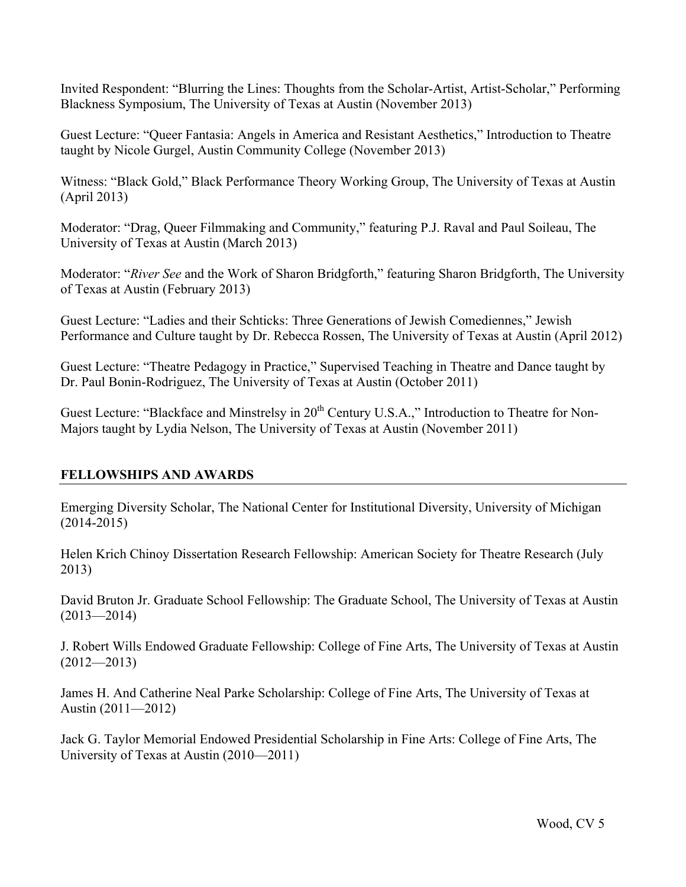Invited Respondent: "Blurring the Lines: Thoughts from the Scholar-Artist, Artist-Scholar," Performing Blackness Symposium, The University of Texas at Austin (November 2013)

Guest Lecture: "Queer Fantasia: Angels in America and Resistant Aesthetics," Introduction to Theatre taught by Nicole Gurgel, Austin Community College (November 2013)

Witness: "Black Gold," Black Performance Theory Working Group, The University of Texas at Austin (April 2013)

Moderator: "Drag, Queer Filmmaking and Community," featuring P.J. Raval and Paul Soileau, The University of Texas at Austin (March 2013)

Moderator: "*River See* and the Work of Sharon Bridgforth," featuring Sharon Bridgforth, The University of Texas at Austin (February 2013)

Guest Lecture: "Ladies and their Schticks: Three Generations of Jewish Comediennes," Jewish Performance and Culture taught by Dr. Rebecca Rossen, The University of Texas at Austin (April 2012)

Guest Lecture: "Theatre Pedagogy in Practice," Supervised Teaching in Theatre and Dance taught by Dr. Paul Bonin-Rodriguez, The University of Texas at Austin (October 2011)

Guest Lecture: "Blackface and Minstrelsy in 20th Century U.S.A.," Introduction to Theatre for Non-Majors taught by Lydia Nelson, The University of Texas at Austin (November 2011)

## FELLOWSHIPS AND AWARDS

Emerging Diversity Scholar, The National Center for Institutional Diversity, University of Michigan (2014-2015)

Helen Krich Chinoy Dissertation Research Fellowship: American Society for Theatre Research (July 2013)

David Bruton Jr. Graduate School Fellowship: The Graduate School, The University of Texas at Austin (2013—2014)

J. Robert Wills Endowed Graduate Fellowship: College of Fine Arts, The University of Texas at Austin (2012—2013)

James H. And Catherine Neal Parke Scholarship: College of Fine Arts, The University of Texas at Austin (2011—2012)

Jack G. Taylor Memorial Endowed Presidential Scholarship in Fine Arts: College of Fine Arts, The University of Texas at Austin (2010—2011)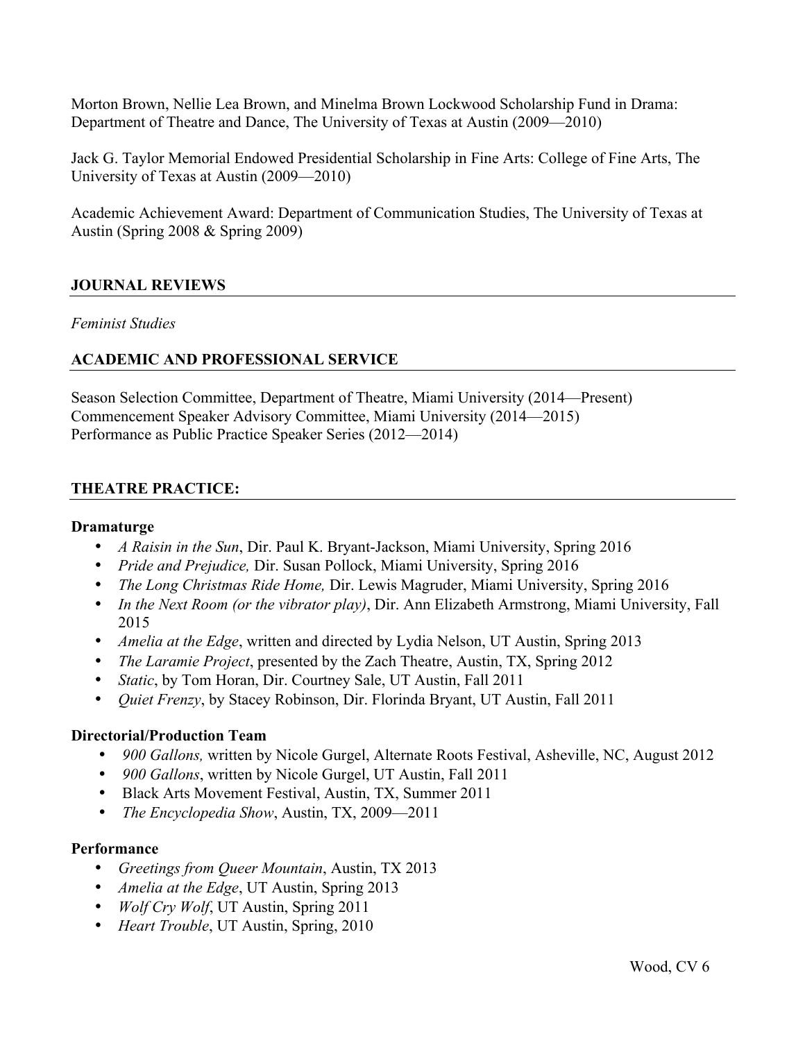Morton Brown, Nellie Lea Brown, and Minelma Brown Lockwood Scholarship Fund in Drama: Department of Theatre and Dance, The University of Texas at Austin (2009—2010)

Jack G. Taylor Memorial Endowed Presidential Scholarship in Fine Arts: College of Fine Arts, The University of Texas at Austin (2009—2010)

Academic Achievement Award: Department of Communication Studies, The University of Texas at Austin (Spring 2008 & Spring 2009)

## JOURNAL REVIEWS

*Feminist Studies*

## ACADEMIC AND PROFESSIONAL SERVICE

Season Selection Committee, Department of Theatre, Miami University (2014—Present)
Commencement Speaker Advisory Committee, Miami University (2014—2015)
Performance as Public Practice Speaker Series (2012—2014)

## THEATRE PRACTICE:

### Dramaturge

- *A Raisin in the Sun*, Dir. Paul K. Bryant-Jackson, Miami University, Spring 2016
- *Pride and Prejudice,* Dir. Susan Pollock, Miami University, Spring 2016
- *The Long Christmas Ride Home,* Dir. Lewis Magruder, Miami University, Spring 2016
- *In the Next Room (or the vibrator play)*, Dir. Ann Elizabeth Armstrong, Miami University, Fall 2015
- *Amelia at the Edge*, written and directed by Lydia Nelson, UT Austin, Spring 2013
- *The Laramie Project*, presented by the Zach Theatre, Austin, TX, Spring 2012
- *Static*, by Tom Horan, Dir. Courtney Sale, UT Austin, Fall 2011
- *Quiet Frenzy*, by Stacey Robinson, Dir. Florinda Bryant, UT Austin, Fall 2011

### Directorial/Production Team

- *900 Gallons,* written by Nicole Gurgel, Alternate Roots Festival, Asheville, NC, August 2012
- *900 Gallons*, written by Nicole Gurgel, UT Austin, Fall 2011
- Black Arts Movement Festival, Austin, TX, Summer 2011
- *The Encyclopedia Show*, Austin, TX, 2009—2011

### Performance

- *Greetings from Queer Mountain*, Austin, TX 2013
- *Amelia at the Edge*, UT Austin, Spring 2013
- *Wolf Cry Wolf*, UT Austin, Spring 2011
- *Heart Trouble*, UT Austin, Spring, 2010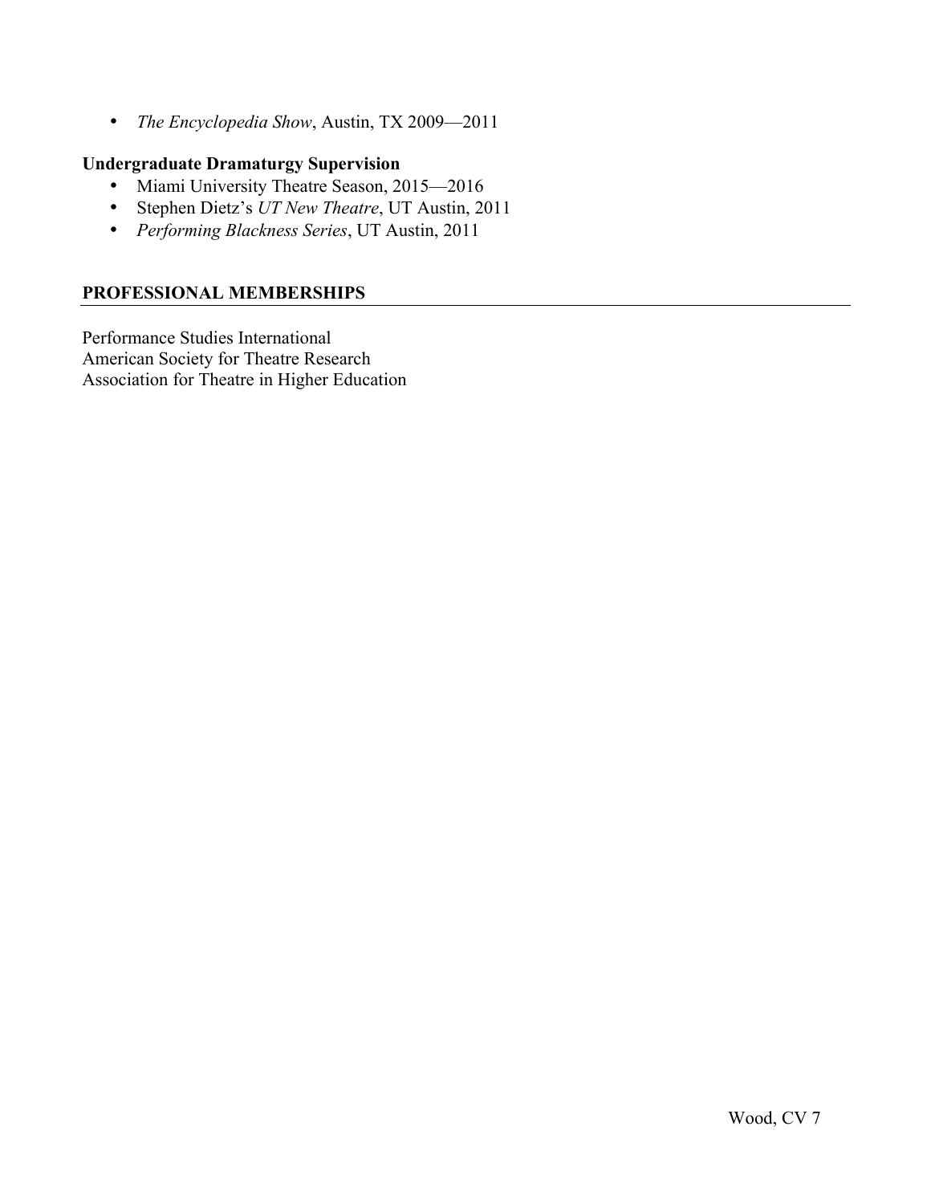- *The Encyclopedia Show*, Austin, TX 2009—2011

**Undergraduate Dramaturgy Supervision**

- Miami University Theatre Season, 2015—2016
- Stephen Dietz's *UT New Theatre*, UT Austin, 2011
- *Performing Blackness Series*, UT Austin, 2011

## PROFESSIONAL MEMBERSHIPS

Performance Studies International
American Society for Theatre Research
Association for Theatre in Higher Education